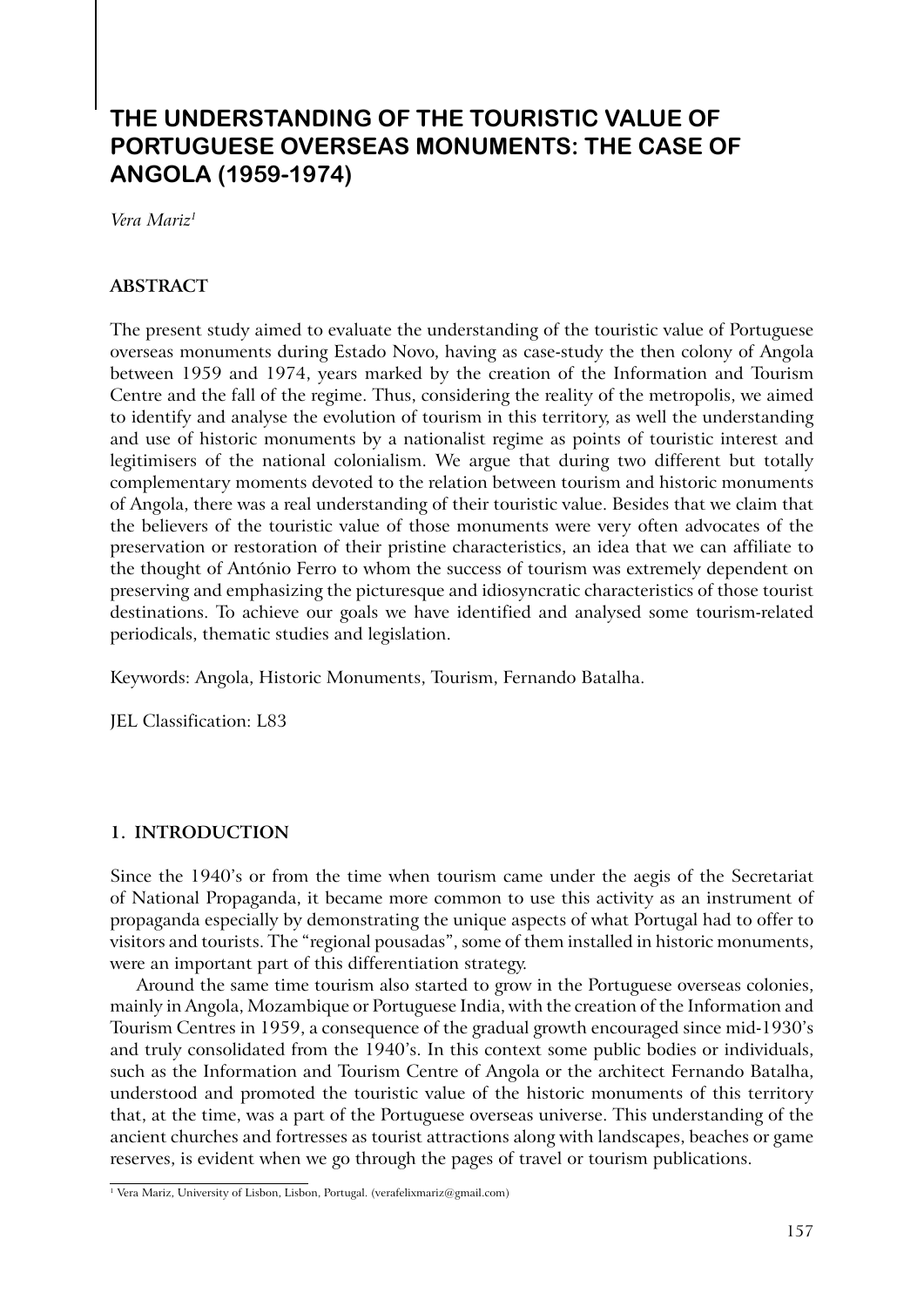# THE UNDERSTANDING OF THE TOURISTIC VALUE OF PORTUGUESE OVERSEAS MONUMENTS: THE CASE OF ANGOLA (1959-1974)

*Vera Mariz*[1]

## ABSTRACT

The present study aimed to evaluate the understanding of the touristic value of Portuguese overseas monuments during Estado Novo, having as case-study the then colony of Angola between 1959 and 1974, years marked by the creation of the Information and Tourism Centre and the fall of the regime. Thus, considering the reality of the metropolis, we aimed to identify and analyse the evolution of tourism in this territory, as well the understanding and use of historic monuments by a nationalist regime as points of touristic interest and legitimisers of the national colonialism. We argue that during two different but totally complementary moments devoted to the relation between tourism and historic monuments of Angola, there was a real understanding of their touristic value. Besides that we claim that the believers of the touristic value of those monuments were very often advocates of the preservation or restoration of their pristine characteristics, an idea that we can affiliate to the thought of António Ferro to whom the success of tourism was extremely dependent on preserving and emphasizing the picturesque and idiosyncratic characteristics of those tourist destinations. To achieve our goals we have identified and analysed some tourism-related periodicals, thematic studies and legislation.

Keywords: Angola, Historic Monuments, Tourism, Fernando Batalha.

JEL Classification: L83

## 1. INTRODUCTION

Since the 1940's or from the time when tourism came under the aegis of the Secretariat of National Propaganda, it became more common to use this activity as an instrument of propaganda especially by demonstrating the unique aspects of what Portugal had to offer to visitors and tourists. The "regional pousadas", some of them installed in historic monuments, were an important part of this differentiation strategy.

Around the same time tourism also started to grow in the Portuguese overseas colonies, mainly in Angola, Mozambique or Portuguese India, with the creation of the Information and Tourism Centres in 1959, a consequence of the gradual growth encouraged since mid-1930's and truly consolidated from the 1940's. In this context some public bodies or individuals, such as the Information and Tourism Centre of Angola or the architect Fernando Batalha, understood and promoted the touristic value of the historic monuments of this territory that, at the time, was a part of the Portuguese overseas universe. This understanding of the ancient churches and fortresses as tourist attractions along with landscapes, beaches or game reserves, is evident when we go through the pages of travel or tourism publications.

[1] Vera Mariz, University of Lisbon, Lisbon, Portugal. (verafelixmariz@gmail.com)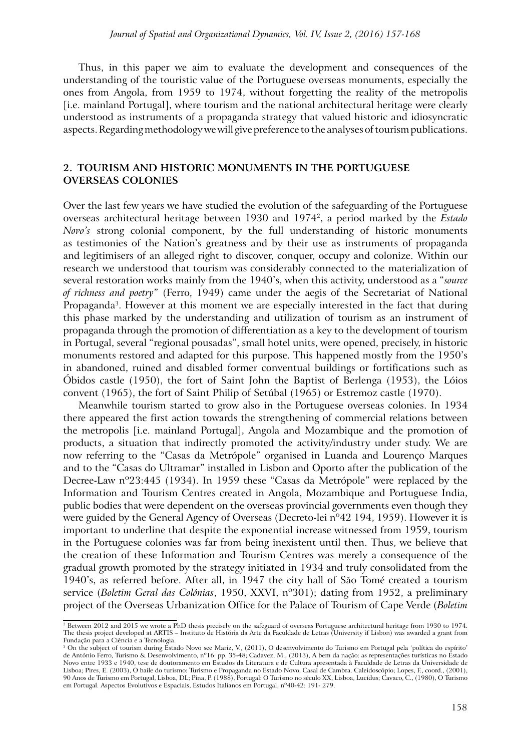Thus, in this paper we aim to evaluate the development and consequences of the understanding of the touristic value of the Portuguese overseas monuments, especially the ones from Angola, from 1959 to 1974, without forgetting the reality of the metropolis [i.e. mainland Portugal], where tourism and the national architectural heritage were clearly understood as instruments of a propaganda strategy that valued historic and idiosyncratic aspects. Regarding methodology we will give preference to the analyses of tourism publications.

## 2. TOURISM AND HISTORIC MONUMENTS IN THE PORTUGUESE OVERSEAS COLONIES

Over the last few years we have studied the evolution of the safeguarding of the Portuguese overseas architectural heritage between 1930 and 1974[2], a period marked by the *Estado Novo's* strong colonial component, by the full understanding of historic monuments as testimonies of the Nation's greatness and by their use as instruments of propaganda and legitimisers of an alleged right to discover, conquer, occupy and colonize. Within our research we understood that tourism was considerably connected to the materialization of several restoration works mainly from the 1940's, when this activity, understood as a "*source of richness and poetry*" (Ferro, 1949) came under the aegis of the Secretariat of National Propaganda[3]. However at this moment we are especially interested in the fact that during this phase marked by the understanding and utilization of tourism as an instrument of propaganda through the promotion of differentiation as a key to the development of tourism in Portugal, several "regional pousadas", small hotel units, were opened, precisely, in historic monuments restored and adapted for this purpose. This happened mostly from the 1950's in abandoned, ruined and disabled former conventual buildings or fortifications such as Óbidos castle (1950), the fort of Saint John the Baptist of Berlenga (1953), the Lóios convent (1965), the fort of Saint Philip of Setúbal (1965) or Estremoz castle (1970).

Meanwhile tourism started to grow also in the Portuguese overseas colonies. In 1934 there appeared the first action towards the strengthening of commercial relations between the metropolis [i.e. mainland Portugal], Angola and Mozambique and the promotion of products, a situation that indirectly promoted the activity/industry under study. We are now referring to the "Casas da Metrópole" organised in Luanda and Lourenço Marques and to the "Casas do Ultramar" installed in Lisbon and Oporto after the publication of the Decree-Law nº23:445 (1934). In 1959 these "Casas da Metrópole" were replaced by the Information and Tourism Centres created in Angola, Mozambique and Portuguese India, public bodies that were dependent on the overseas provincial governments even though they were guided by the General Agency of Overseas (Decreto-lei nº42 194, 1959). However it is important to underline that despite the exponential increase witnessed from 1959, tourism in the Portuguese colonies was far from being inexistent until then. Thus, we believe that the creation of these Information and Tourism Centres was merely a consequence of the gradual growth promoted by the strategy initiated in 1934 and truly consolidated from the 1940's, as referred before. After all, in 1947 the city hall of São Tomé created a tourism service (*Boletim Geral das Colónias*, 1950, XXVI, nº301); dating from 1952, a preliminary project of the Overseas Urbanization Office for the Palace of Tourism of Cape Verde (*Boletim*

---

[2] Between 2012 and 2015 we wrote a PhD thesis precisely on the safeguard of overseas Portuguese architectural heritage from 1930 to 1974. The thesis project developed at ARTIS – Instituto de História da Arte da Faculdade de Letras (University if Lisbon) was awarded a grant from Fundação para a Ciência e a Tecnologia.

[3] On the subject of tourism during Estado Novo see Mariz, V., (2011), O desenvolvimento do Turismo em Portugal pela 'política do espírito' de António Ferro, Turismo & Desenvolvimento, nº16: pp. 35-48; Cadavez, M., (2013), A bem da nação: as representações turísticas no Estado Novo entre 1933 e 1940, tese de doutoramento em Estudos da Literatura e de Cultura apresentada à Faculdade de Letras da Universidade de Lisboa; Pires, E. (2003), O baile do turismo: Turismo e Propaganda no Estado Novo, Casal de Cambra. Caleidoscópio; Lopes, F., coord., (2001), 90 Anos de Turismo em Portugal, Lisboa, DL; Pina, P. (1988), Portugal: O Turismo no século XX, Lisboa, Lucídus; Cavaco, C., (1980), O Turismo em Portugal. Aspectos Evolutivos e Espaciais, Estudos Italianos em Portugal, nº40-42: 191- 279.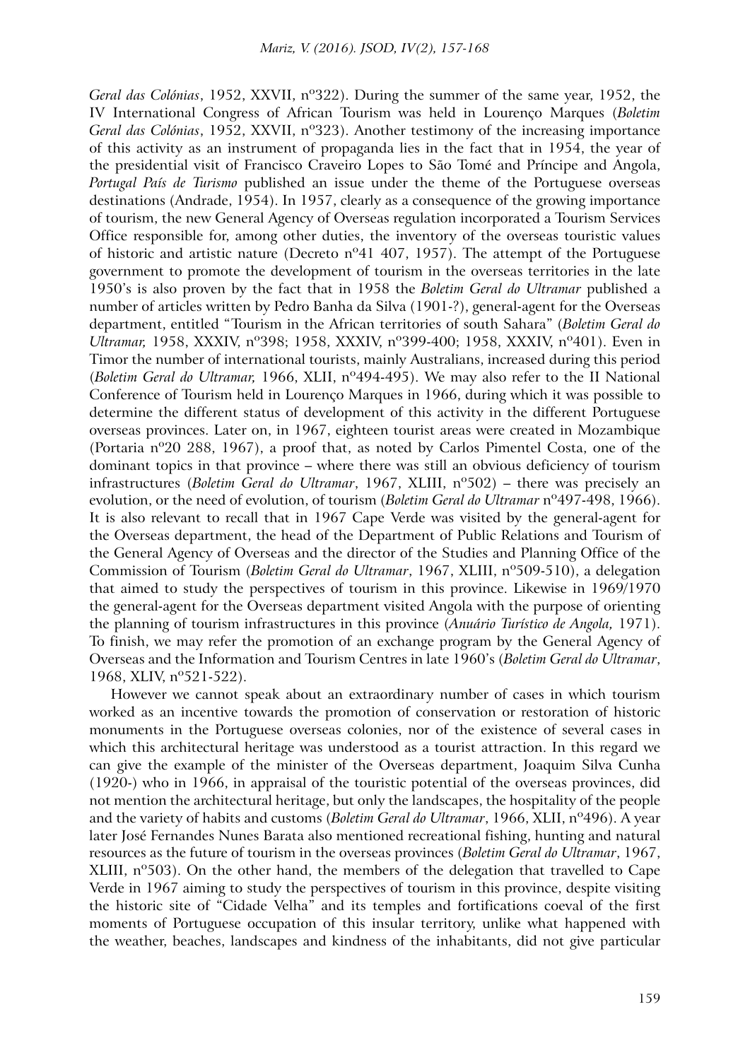*Geral das Colónias*, 1952, XXVII, nº322). During the summer of the same year, 1952, the IV International Congress of African Tourism was held in Lourenço Marques (*Boletim Geral das Colónias*, 1952, XXVII, nº323). Another testimony of the increasing importance of this activity as an instrument of propaganda lies in the fact that in 1954, the year of the presidential visit of Francisco Craveiro Lopes to São Tomé and Príncipe and Angola, *Portugal País de Turismo* published an issue under the theme of the Portuguese overseas destinations (Andrade, 1954). In 1957, clearly as a consequence of the growing importance of tourism, the new General Agency of Overseas regulation incorporated a Tourism Services Office responsible for, among other duties, the inventory of the overseas touristic values of historic and artistic nature (Decreto nº41 407, 1957). The attempt of the Portuguese government to promote the development of tourism in the overseas territories in the late 1950's is also proven by the fact that in 1958 the *Boletim Geral do Ultramar* published a number of articles written by Pedro Banha da Silva (1901-?), general-agent for the Overseas department, entitled "Tourism in the African territories of south Sahara" (*Boletim Geral do Ultramar,* 1958, XXXIV, nº398; 1958, XXXIV, nº399-400; 1958, XXXIV, nº401). Even in Timor the number of international tourists, mainly Australians, increased during this period (*Boletim Geral do Ultramar,* 1966, XLII, nº494-495). We may also refer to the II National Conference of Tourism held in Lourenço Marques in 1966, during which it was possible to determine the different status of development of this activity in the different Portuguese overseas provinces. Later on, in 1967, eighteen tourist areas were created in Mozambique (Portaria nº20 288, 1967), a proof that, as noted by Carlos Pimentel Costa, one of the dominant topics in that province – where there was still an obvious deficiency of tourism infrastructures (*Boletim Geral do Ultramar*, 1967, XLIII, nº502) – there was precisely an evolution, or the need of evolution, of tourism (*Boletim Geral do Ultramar* nº497-498, 1966). It is also relevant to recall that in 1967 Cape Verde was visited by the general-agent for the Overseas department, the head of the Department of Public Relations and Tourism of the General Agency of Overseas and the director of the Studies and Planning Office of the Commission of Tourism (*Boletim Geral do Ultramar*, 1967, XLIII, nº509-510), a delegation that aimed to study the perspectives of tourism in this province. Likewise in 1969/1970 the general-agent for the Overseas department visited Angola with the purpose of orienting the planning of tourism infrastructures in this province (*Anuário Turístico de Angola,* 1971). To finish, we may refer the promotion of an exchange program by the General Agency of Overseas and the Information and Tourism Centres in late 1960's (*Boletim Geral do Ultramar*, 1968, XLIV, nº521-522).

However we cannot speak about an extraordinary number of cases in which tourism worked as an incentive towards the promotion of conservation or restoration of historic monuments in the Portuguese overseas colonies, nor of the existence of several cases in which this architectural heritage was understood as a tourist attraction. In this regard we can give the example of the minister of the Overseas department, Joaquim Silva Cunha (1920-) who in 1966, in appraisal of the touristic potential of the overseas provinces, did not mention the architectural heritage, but only the landscapes, the hospitality of the people and the variety of habits and customs (*Boletim Geral do Ultramar*, 1966, XLII, nº496). A year later José Fernandes Nunes Barata also mentioned recreational fishing, hunting and natural resources as the future of tourism in the overseas provinces (*Boletim Geral do Ultramar*, 1967, XLIII, nº503). On the other hand, the members of the delegation that travelled to Cape Verde in 1967 aiming to study the perspectives of tourism in this province, despite visiting the historic site of "Cidade Velha" and its temples and fortifications coeval of the first moments of Portuguese occupation of this insular territory, unlike what happened with the weather, beaches, landscapes and kindness of the inhabitants, did not give particular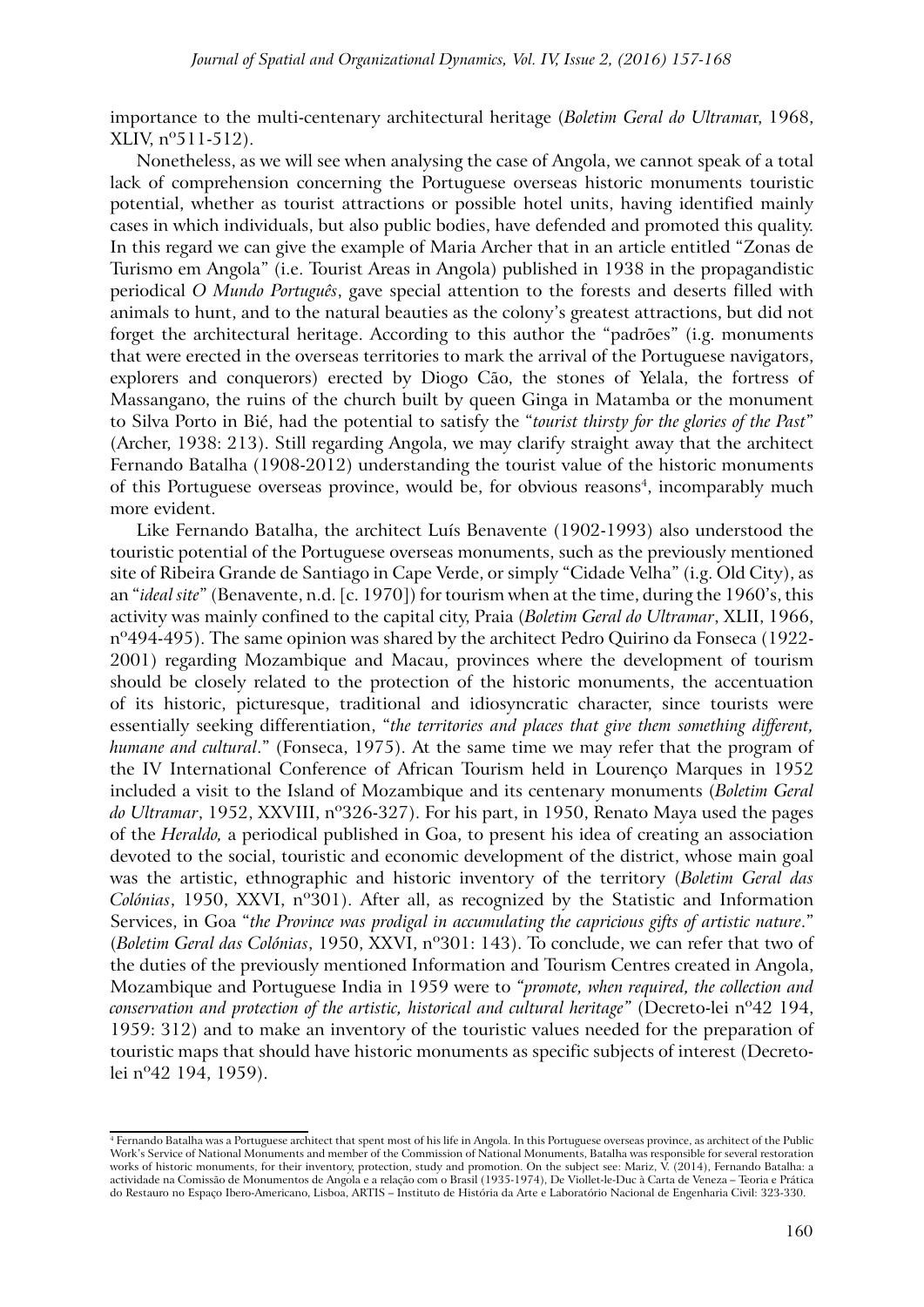importance to the multi-centenary architectural heritage (*Boletim Geral do Ultramar*, 1968, XLIV, nº511-512).

Nonetheless, as we will see when analysing the case of Angola, we cannot speak of a total lack of comprehension concerning the Portuguese overseas historic monuments touristic potential, whether as tourist attractions or possible hotel units, having identified mainly cases in which individuals, but also public bodies, have defended and promoted this quality. In this regard we can give the example of Maria Archer that in an article entitled "Zonas de Turismo em Angola" (i.e. Tourist Areas in Angola) published in 1938 in the propagandistic periodical *O Mundo Português*, gave special attention to the forests and deserts filled with animals to hunt, and to the natural beauties as the colony's greatest attractions, but did not forget the architectural heritage. According to this author the "padrões" (i.g. monuments that were erected in the overseas territories to mark the arrival of the Portuguese navigators, explorers and conquerors) erected by Diogo Cão, the stones of Yelala, the fortress of Massangano, the ruins of the church built by queen Ginga in Matamba or the monument to Silva Porto in Bié, had the potential to satisfy the "*tourist thirsty for the glories of the Past*" (Archer, 1938: 213). Still regarding Angola, we may clarify straight away that the architect Fernando Batalha (1908-2012) understanding the tourist value of the historic monuments of this Portuguese overseas province, would be, for obvious reasons[4], incomparably much more evident.

Like Fernando Batalha, the architect Luís Benavente (1902-1993) also understood the touristic potential of the Portuguese overseas monuments, such as the previously mentioned site of Ribeira Grande de Santiago in Cape Verde, or simply "Cidade Velha" (i.g. Old City), as an "*ideal site*" (Benavente, n.d. [c. 1970]) for tourism when at the time, during the 1960's, this activity was mainly confined to the capital city, Praia (*Boletim Geral do Ultramar*, XLII, 1966, nº494-495). The same opinion was shared by the architect Pedro Quirino da Fonseca (1922-2001) regarding Mozambique and Macau, provinces where the development of tourism should be closely related to the protection of the historic monuments, the accentuation of its historic, picturesque, traditional and idiosyncratic character, since tourists were essentially seeking differentiation, "*the territories and places that give them something different, humane and cultural*." (Fonseca, 1975). At the same time we may refer that the program of the IV International Conference of African Tourism held in Lourenço Marques in 1952 included a visit to the Island of Mozambique and its centenary monuments (*Boletim Geral do Ultramar*, 1952, XXVIII, nº326-327). For his part, in 1950, Renato Maya used the pages of the *Heraldo*, a periodical published in Goa, to present his idea of creating an association devoted to the social, touristic and economic development of the district, whose main goal was the artistic, ethnographic and historic inventory of the territory (*Boletim Geral das Colónias*, 1950, XXVI, nº301). After all, as recognized by the Statistic and Information Services, in Goa "*the Province was prodigal in accumulating the capricious gifts of artistic nature*." (*Boletim Geral das Colónias*, 1950, XXVI, nº301: 143). To conclude, we can refer that two of the duties of the previously mentioned Information and Tourism Centres created in Angola, Mozambique and Portuguese India in 1959 were to "*promote, when required, the collection and conservation and protection of the artistic, historical and cultural heritage*" (Decreto-lei nº42 194, 1959: 312) and to make an inventory of the touristic values needed for the preparation of touristic maps that should have historic monuments as specific subjects of interest (Decreto-lei nº42 194, 1959).

---

[4] Fernando Batalha was a Portuguese architect that spent most of his life in Angola. In this Portuguese overseas province, as architect of the Public Work's Service of National Monuments and member of the Commission of National Monuments, Batalha was responsible for several restoration works of historic monuments, for their inventory, protection, study and promotion. On the subject see: Mariz, V. (2014), Fernando Batalha: a actividade na Comissão de Monumentos de Angola e a relação com o Brasil (1935-1974), De Viollet-le-Duc à Carta de Veneza – Teoria e Prática do Restauro no Espaço Ibero-Americano, Lisboa, ARTIS – Instituto de História da Arte e Laboratório Nacional de Engenharia Civil: 323-330.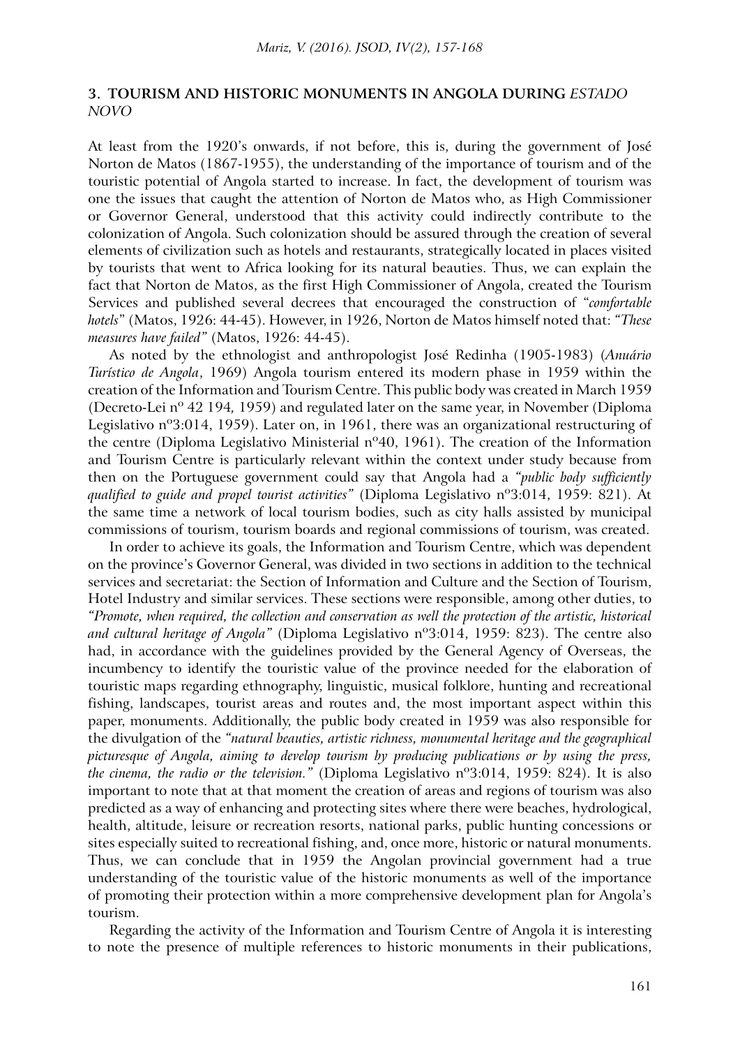## 3. TOURISM AND HISTORIC MONUMENTS IN ANGOLA DURING *ESTADO NOVO*

At least from the 1920's onwards, if not before, this is, during the government of José Norton de Matos (1867-1955), the understanding of the importance of tourism and of the touristic potential of Angola started to increase. In fact, the development of tourism was one the issues that caught the attention of Norton de Matos who, as High Commissioner or Governor General, understood that this activity could indirectly contribute to the colonization of Angola. Such colonization should be assured through the creation of several elements of civilization such as hotels and restaurants, strategically located in places visited by tourists that went to Africa looking for its natural beauties. Thus, we can explain the fact that Norton de Matos, as the first High Commissioner of Angola, created the Tourism Services and published several decrees that encouraged the construction of "*comfortable hotels*" (Matos, 1926: 44-45). However, in 1926, Norton de Matos himself noted that: *"These measures have failed"* (Matos, 1926: 44-45).

As noted by the ethnologist and anthropologist José Redinha (1905-1983) (*Anuário Turístico de Angola*, 1969) Angola tourism entered its modern phase in 1959 within the creation of the Information and Tourism Centre. This public body was created in March 1959 (Decreto-Lei nº 42 194, 1959) and regulated later on the same year, in November (Diploma Legislativo nº3:014, 1959). Later on, in 1961, there was an organizational restructuring of the centre (Diploma Legislativo Ministerial nº40, 1961). The creation of the Information and Tourism Centre is particularly relevant within the context under study because from then on the Portuguese government could say that Angola had a *"public body sufficiently qualified to guide and propel tourist activities"* (Diploma Legislativo nº3:014, 1959: 821). At the same time a network of local tourism bodies, such as city halls assisted by municipal commissions of tourism, tourism boards and regional commissions of tourism, was created.

In order to achieve its goals, the Information and Tourism Centre, which was dependent on the province's Governor General, was divided in two sections in addition to the technical services and secretariat: the Section of Information and Culture and the Section of Tourism, Hotel Industry and similar services. These sections were responsible, among other duties, to *"Promote, when required, the collection and conservation as well the protection of the artistic, historical and cultural heritage of Angola"* (Diploma Legislativo nº3:014, 1959: 823). The centre also had, in accordance with the guidelines provided by the General Agency of Overseas, the incumbency to identify the touristic value of the province needed for the elaboration of touristic maps regarding ethnography, linguistic, musical folklore, hunting and recreational fishing, landscapes, tourist areas and routes and, the most important aspect within this paper, monuments. Additionally, the public body created in 1959 was also responsible for the divulgation of the *"natural beauties, artistic richness, monumental heritage and the geographical picturesque of Angola, aiming to develop tourism by producing publications or by using the press, the cinema, the radio or the television."* (Diploma Legislativo nº3:014, 1959: 824). It is also important to note that at that moment the creation of areas and regions of tourism was also predicted as a way of enhancing and protecting sites where there were beaches, hydrological, health, altitude, leisure or recreation resorts, national parks, public hunting concessions or sites especially suited to recreational fishing, and, once more, historic or natural monuments. Thus, we can conclude that in 1959 the Angolan provincial government had a true understanding of the touristic value of the historic monuments as well of the importance of promoting their protection within a more comprehensive development plan for Angola's tourism.

Regarding the activity of the Information and Tourism Centre of Angola it is interesting to note the presence of multiple references to historic monuments in their publications,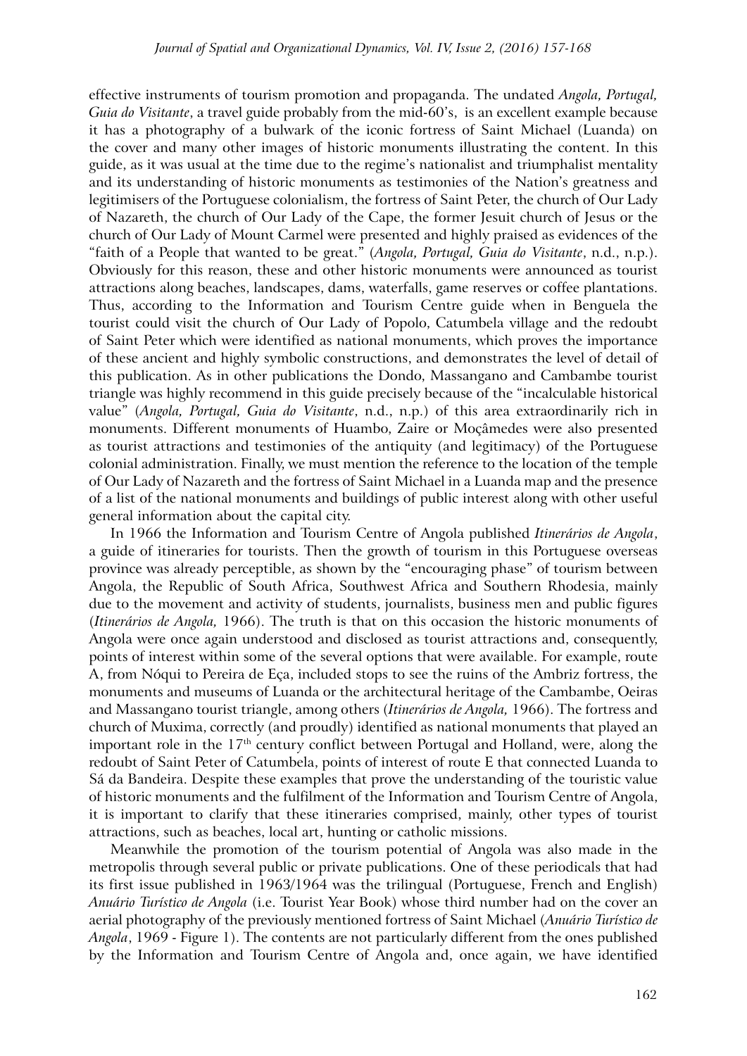effective instruments of tourism promotion and propaganda. The undated *Angola, Portugal, Guia do Visitante*, a travel guide probably from the mid-60's, is an excellent example because it has a photography of a bulwark of the iconic fortress of Saint Michael (Luanda) on the cover and many other images of historic monuments illustrating the content. In this guide, as it was usual at the time due to the regime's nationalist and triumphalist mentality and its understanding of historic monuments as testimonies of the Nation's greatness and legitimisers of the Portuguese colonialism, the fortress of Saint Peter, the church of Our Lady of Nazareth, the church of Our Lady of the Cape, the former Jesuit church of Jesus or the church of Our Lady of Mount Carmel were presented and highly praised as evidences of the "faith of a People that wanted to be great." (*Angola, Portugal, Guia do Visitante*, n.d., n.p.). Obviously for this reason, these and other historic monuments were announced as tourist attractions along beaches, landscapes, dams, waterfalls, game reserves or coffee plantations. Thus, according to the Information and Tourism Centre guide when in Benguela the tourist could visit the church of Our Lady of Popolo, Catumbela village and the redoubt of Saint Peter which were identified as national monuments, which proves the importance of these ancient and highly symbolic constructions, and demonstrates the level of detail of this publication. As in other publications the Dondo, Massangano and Cambambe tourist triangle was highly recommend in this guide precisely because of the "incalculable historical value" (*Angola, Portugal, Guia do Visitante*, n.d., n.p.) of this area extraordinarily rich in monuments. Different monuments of Huambo, Zaire or Moçâmedes were also presented as tourist attractions and testimonies of the antiquity (and legitimacy) of the Portuguese colonial administration. Finally, we must mention the reference to the location of the temple of Our Lady of Nazareth and the fortress of Saint Michael in a Luanda map and the presence of a list of the national monuments and buildings of public interest along with other useful general information about the capital city.

In 1966 the Information and Tourism Centre of Angola published *Itinerários de Angola*, a guide of itineraries for tourists. Then the growth of tourism in this Portuguese overseas province was already perceptible, as shown by the "encouraging phase" of tourism between Angola, the Republic of South Africa, Southwest Africa and Southern Rhodesia, mainly due to the movement and activity of students, journalists, business men and public figures (*Itinerários de Angola,* 1966). The truth is that on this occasion the historic monuments of Angola were once again understood and disclosed as tourist attractions and, consequently, points of interest within some of the several options that were available. For example, route A, from Nóqui to Pereira de Eça, included stops to see the ruins of the Ambriz fortress, the monuments and museums of Luanda or the architectural heritage of the Cambambe, Oeiras and Massangano tourist triangle, among others (*Itinerários de Angola,* 1966). The fortress and church of Muxima, correctly (and proudly) identified as national monuments that played an important role in the 17th century conflict between Portugal and Holland, were, along the redoubt of Saint Peter of Catumbela, points of interest of route E that connected Luanda to Sá da Bandeira. Despite these examples that prove the understanding of the touristic value of historic monuments and the fulfilment of the Information and Tourism Centre of Angola, it is important to clarify that these itineraries comprised, mainly, other types of tourist attractions, such as beaches, local art, hunting or catholic missions.

Meanwhile the promotion of the tourism potential of Angola was also made in the metropolis through several public or private publications. One of these periodicals that had its first issue published in 1963/1964 was the trilingual (Portuguese, French and English) *Anuário Turístico de Angola* (i.e. Tourist Year Book) whose third number had on the cover an aerial photography of the previously mentioned fortress of Saint Michael (*Anuário Turístico de Angola*, 1969 - Figure 1). The contents are not particularly different from the ones published by the Information and Tourism Centre of Angola and, once again, we have identified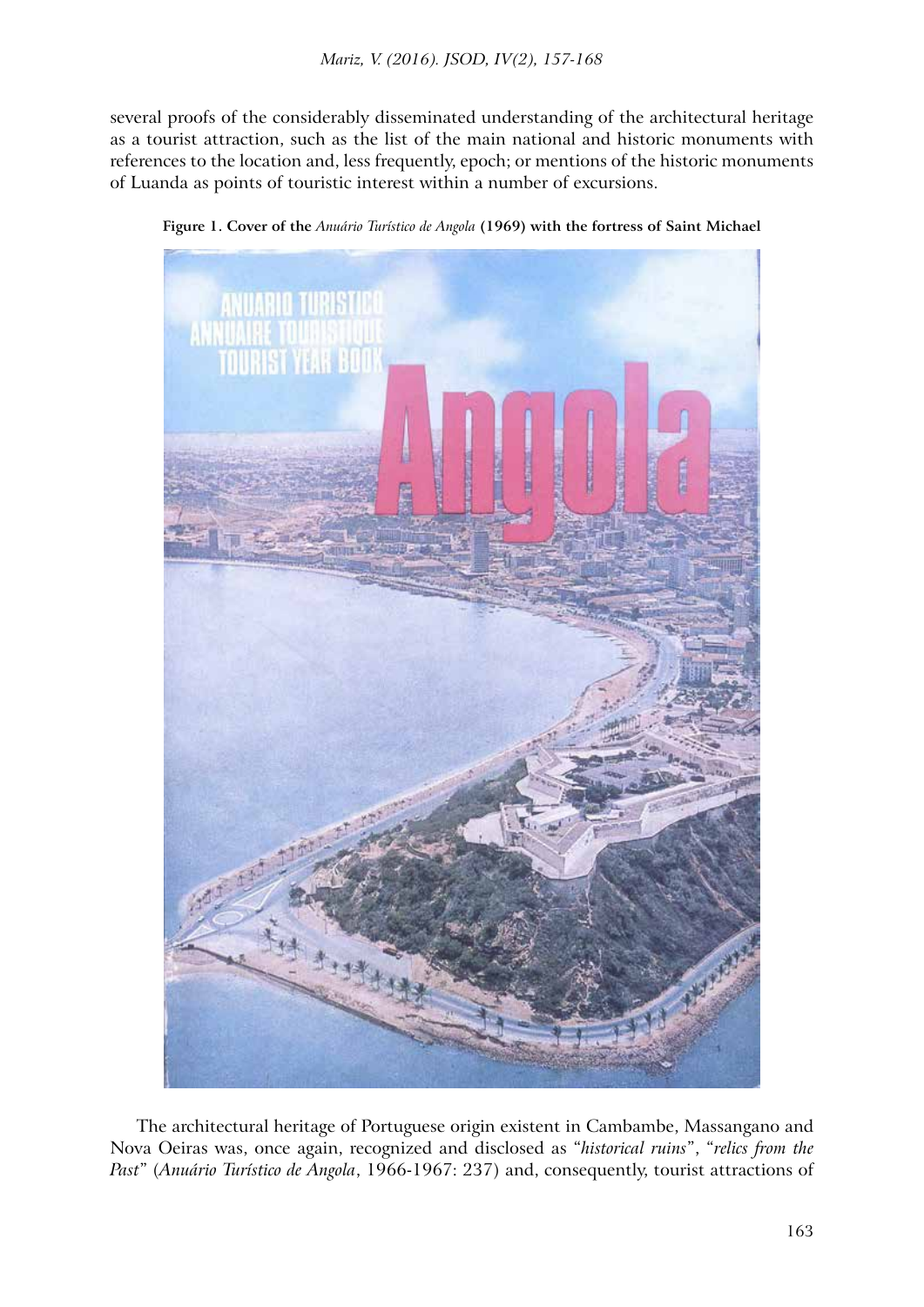several proofs of the considerably disseminated understanding of the architectural heritage as a tourist attraction, such as the list of the main national and historic monuments with references to the location and, less frequently, epoch; or mentions of the historic monuments of Luanda as points of touristic interest within a number of excursions.

**Figure 1. Cover of the *Anuário Turístico de Angola* (1969) with the fortress of Saint Michael**

The architectural heritage of Portuguese origin existent in Cambambe, Massangano and Nova Oeiras was, once again, recognized and disclosed as "*historical ruins*", "*relics from the Past*" (*Anuário Turístico de Angola*, 1966-1967: 237) and, consequently, tourist attractions of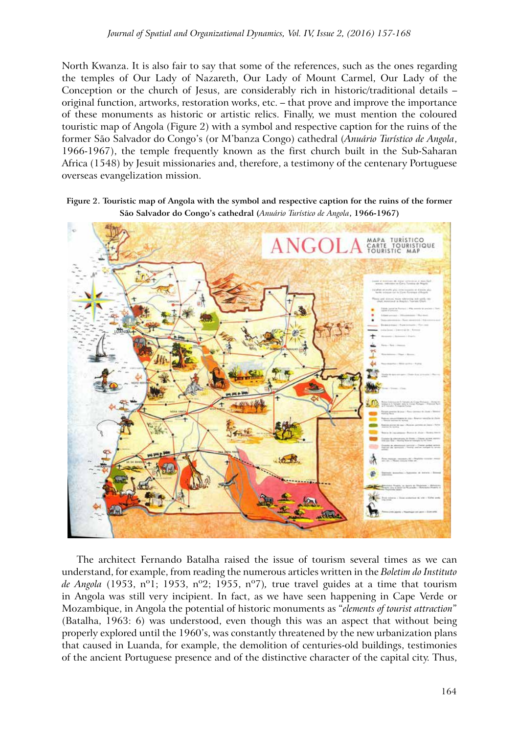North Kwanza. It is also fair to say that some of the references, such as the ones regarding the temples of Our Lady of Nazareth, Our Lady of Mount Carmel, Our Lady of the Conception or the church of Jesus, are considerably rich in historic/traditional details – original function, artworks, restoration works, etc. – that prove and improve the importance of these monuments as historic or artistic relics. Finally, we must mention the coloured touristic map of Angola (Figure 2) with a symbol and respective caption for the ruins of the former São Salvador do Congo's (or M'banza Congo) cathedral (*Anuário Turístico de Angola*, 1966-1967), the temple frequently known as the first church built in the Sub-Saharan Africa (1548) by Jesuit missionaries and, therefore, a testimony of the centenary Portuguese overseas evangelization mission.

**Figure 2. Touristic map of Angola with the symbol and respective caption for the ruins of the former São Salvador do Congo's cathedral (*Anuário Turístico de Angola*, 1966-1967)**

The architect Fernando Batalha raised the issue of tourism several times as we can understand, for example, from reading the numerous articles written in the *Boletim do Instituto de Angola* (1953, nº1; 1953, nº2; 1955, nº7), true travel guides at a time that tourism in Angola was still very incipient. In fact, as we have seen happening in Cape Verde or Mozambique, in Angola the potential of historic monuments as "*elements of tourist attraction*" (Batalha, 1963: 6) was understood, even though this was an aspect that without being properly explored until the 1960's, was constantly threatened by the new urbanization plans that caused in Luanda, for example, the demolition of centuries-old buildings, testimonies of the ancient Portuguese presence and of the distinctive character of the capital city. Thus,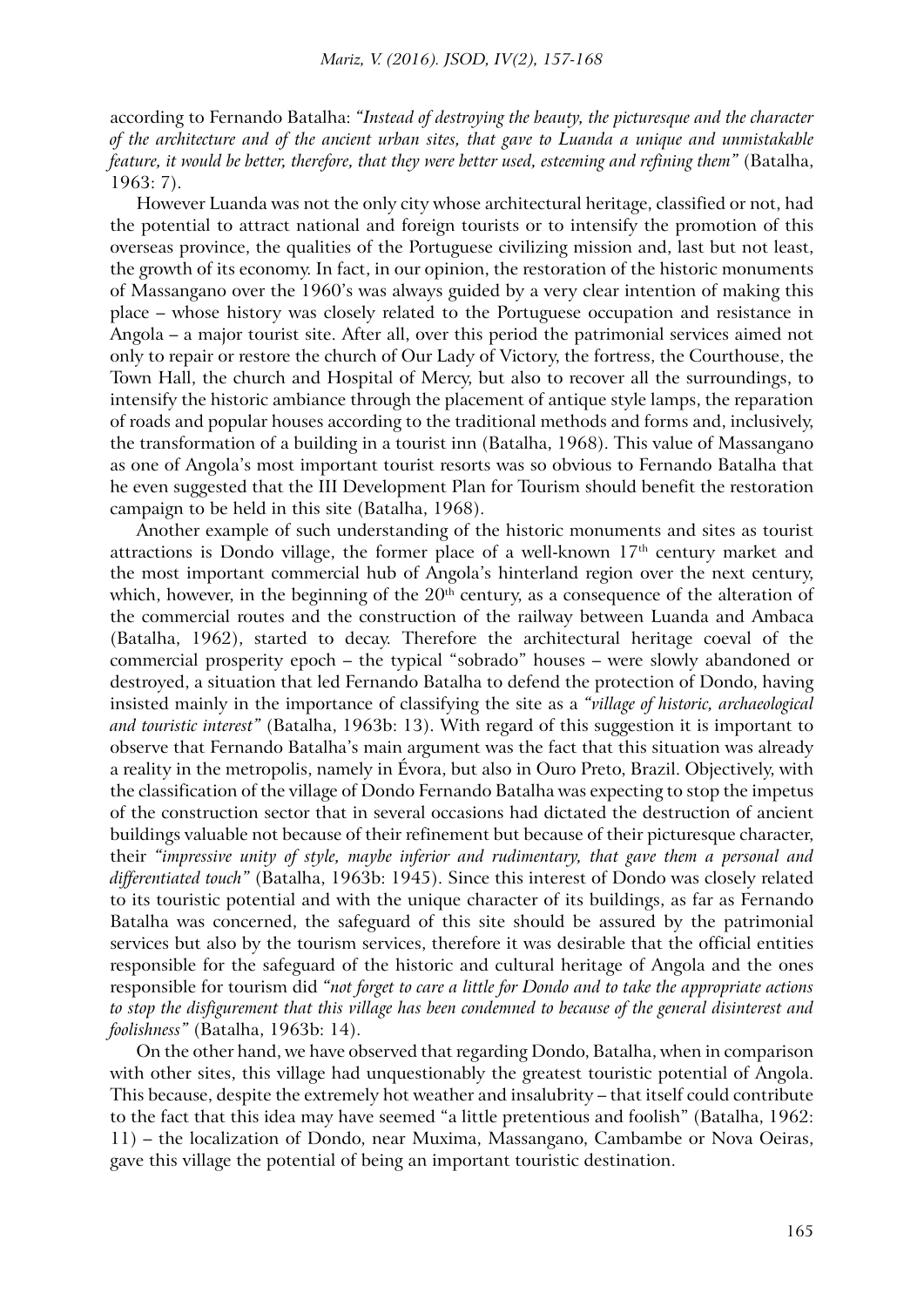according to Fernando Batalha: *"Instead of destroying the beauty, the picturesque and the character of the architecture and of the ancient urban sites, that gave to Luanda a unique and unmistakable feature, it would be better, therefore, that they were better used, esteeming and refining them"* (Batalha, 1963: 7).

However Luanda was not the only city whose architectural heritage, classified or not, had the potential to attract national and foreign tourists or to intensify the promotion of this overseas province, the qualities of the Portuguese civilizing mission and, last but not least, the growth of its economy. In fact, in our opinion, the restoration of the historic monuments of Massangano over the 1960's was always guided by a very clear intention of making this place – whose history was closely related to the Portuguese occupation and resistance in Angola – a major tourist site. After all, over this period the patrimonial services aimed not only to repair or restore the church of Our Lady of Victory, the fortress, the Courthouse, the Town Hall, the church and Hospital of Mercy, but also to recover all the surroundings, to intensify the historic ambiance through the placement of antique style lamps, the reparation of roads and popular houses according to the traditional methods and forms and, inclusively, the transformation of a building in a tourist inn (Batalha, 1968). This value of Massangano as one of Angola's most important tourist resorts was so obvious to Fernando Batalha that he even suggested that the III Development Plan for Tourism should benefit the restoration campaign to be held in this site (Batalha, 1968).

Another example of such understanding of the historic monuments and sites as tourist attractions is Dondo village, the former place of a well-known 17th century market and the most important commercial hub of Angola's hinterland region over the next century, which, however, in the beginning of the 20th century, as a consequence of the alteration of the commercial routes and the construction of the railway between Luanda and Ambaca (Batalha, 1962), started to decay. Therefore the architectural heritage coeval of the commercial prosperity epoch – the typical "sobrado" houses – were slowly abandoned or destroyed, a situation that led Fernando Batalha to defend the protection of Dondo, having insisted mainly in the importance of classifying the site as a *"village of historic, archaeological and touristic interest"* (Batalha, 1963b: 13). With regard of this suggestion it is important to observe that Fernando Batalha's main argument was the fact that this situation was already a reality in the metropolis, namely in Évora, but also in Ouro Preto, Brazil. Objectively, with the classification of the village of Dondo Fernando Batalha was expecting to stop the impetus of the construction sector that in several occasions had dictated the destruction of ancient buildings valuable not because of their refinement but because of their picturesque character, their *"impressive unity of style, maybe inferior and rudimentary, that gave them a personal and differentiated touch"* (Batalha, 1963b: 1945). Since this interest of Dondo was closely related to its touristic potential and with the unique character of its buildings, as far as Fernando Batalha was concerned, the safeguard of this site should be assured by the patrimonial services but also by the tourism services, therefore it was desirable that the official entities responsible for the safeguard of the historic and cultural heritage of Angola and the ones responsible for tourism did *"not forget to care a little for Dondo and to take the appropriate actions to stop the disfigurement that this village has been condemned to because of the general disinterest and foolishness"* (Batalha, 1963b: 14).

On the other hand, we have observed that regarding Dondo, Batalha, when in comparison with other sites, this village had unquestionably the greatest touristic potential of Angola. This because, despite the extremely hot weather and insalubrity – that itself could contribute to the fact that this idea may have seemed "a little pretentious and foolish" (Batalha, 1962: 11) – the localization of Dondo, near Muxima, Massangano, Cambambe or Nova Oeiras, gave this village the potential of being an important touristic destination.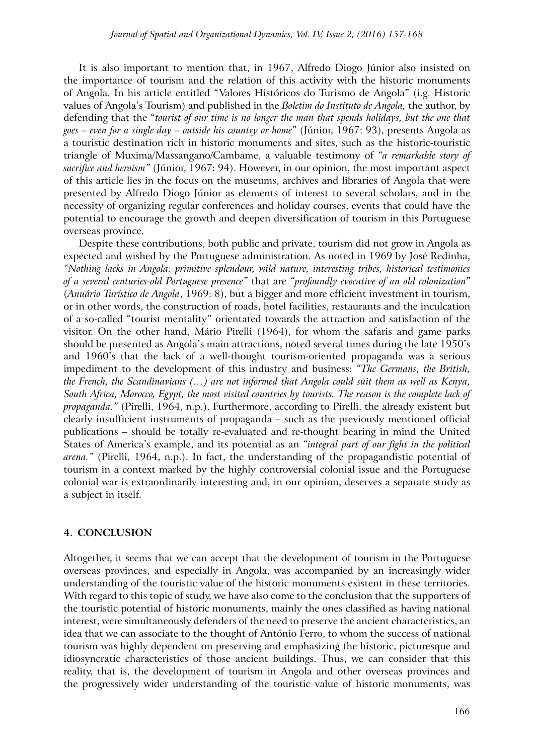It is also important to mention that, in 1967, Alfredo Diogo Júnior also insisted on the importance of tourism and the relation of this activity with the historic monuments of Angola. In his article entitled "Valores Históricos do Turismo de Angola" (i.g. Historic values of Angola's Tourism) and published in the *Boletim do Instituto de Angola,* the author, by defending that the "*tourist of our time is no longer the man that spends holidays, but the one that goes – even for a single day – outside his country or home*" (Júnior, 1967: 93), presents Angola as a touristic destination rich in historic monuments and sites, such as the historic-touristic triangle of Muxima/Massangano/Cambame, a valuable testimony of *"a remarkable story of sacrifice and heroism"* (Júnior, 1967: 94). However, in our opinion, the most important aspect of this article lies in the focus on the museums, archives and libraries of Angola that were presented by Alfredo Diogo Júnior as elements of interest to several scholars, and in the necessity of organizing regular conferences and holiday courses, events that could have the potential to encourage the growth and deepen diversification of tourism in this Portuguese overseas province.

Despite these contributions, both public and private, tourism did not grow in Angola as expected and wished by the Portuguese administration. As noted in 1969 by José Redinha, *"Nothing lacks in Angola: primitive splendour, wild nature, interesting tribes, historical testimonies of a several centuries-old Portuguese presence"* that are *"profoundly evocative of an old colonization"* (*Anuário Turístico de Angola*, 1969: 8), but a bigger and more efficient investment in tourism, or in other words, the construction of roads, hotel facilities, restaurants and the inculcation of a so-called "tourist mentality" orientated towards the attraction and satisfaction of the visitor. On the other hand, Mário Pirelli (1964), for whom the safaris and game parks should be presented as Angola's main attractions, noted several times during the late 1950's and 1960's that the lack of a well-thought tourism-oriented propaganda was a serious impediment to the development of this industry and business: *"The Germans, the British, the French, the Scandinavians (…) are not informed that Angola could suit them as well as Kenya, South Africa, Morocco, Egypt, the most visited countries by tourists. The reason is the complete lack of propaganda."* (Pirelli, 1964, n.p.). Furthermore, according to Pirelli, the already existent but clearly insufficient instruments of propaganda – such as the previously mentioned official publications – should be totally re-evaluated and re-thought bearing in mind the United States of America's example, and its potential as an *"integral part of our fight in the political arena."* (Pirelli, 1964, n.p.). In fact, the understanding of the propagandistic potential of tourism in a context marked by the highly controversial colonial issue and the Portuguese colonial war is extraordinarily interesting and, in our opinion, deserves a separate study as a subject in itself.

## 4. CONCLUSION

Altogether, it seems that we can accept that the development of tourism in the Portuguese overseas provinces, and especially in Angola, was accompanied by an increasingly wider understanding of the touristic value of the historic monuments existent in these territories. With regard to this topic of study, we have also come to the conclusion that the supporters of the touristic potential of historic monuments, mainly the ones classified as having national interest, were simultaneously defenders of the need to preserve the ancient characteristics, an idea that we can associate to the thought of António Ferro, to whom the success of national tourism was highly dependent on preserving and emphasizing the historic, picturesque and idiosyncratic characteristics of those ancient buildings. Thus, we can consider that this reality, that is, the development of tourism in Angola and other overseas provinces and the progressively wider understanding of the touristic value of historic monuments, was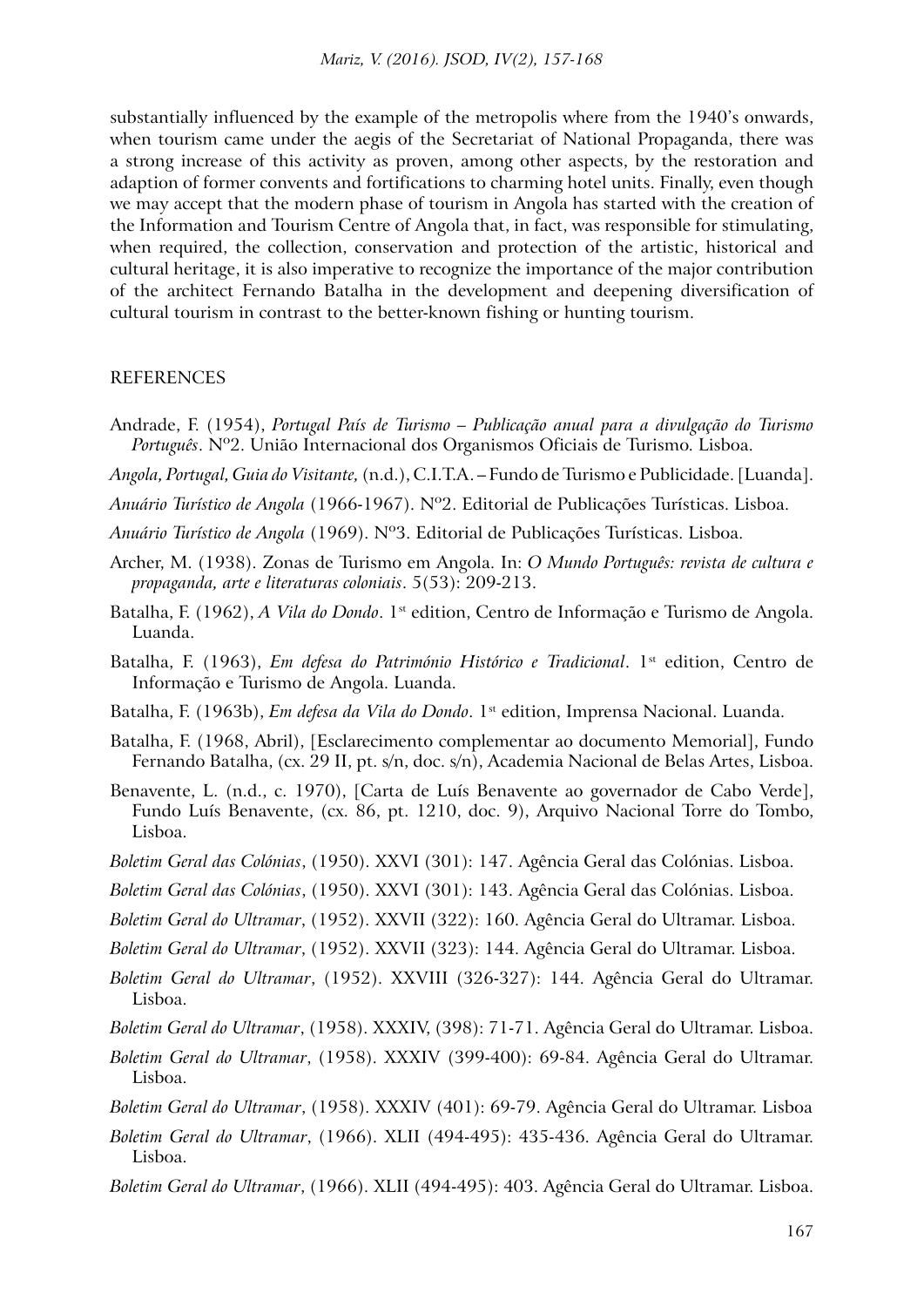substantially influenced by the example of the metropolis where from the 1940's onwards, when tourism came under the aegis of the Secretariat of National Propaganda, there was a strong increase of this activity as proven, among other aspects, by the restoration and adaption of former convents and fortifications to charming hotel units. Finally, even though we may accept that the modern phase of tourism in Angola has started with the creation of the Information and Tourism Centre of Angola that, in fact, was responsible for stimulating, when required, the collection, conservation and protection of the artistic, historical and cultural heritage, it is also imperative to recognize the importance of the major contribution of the architect Fernando Batalha in the development and deepening diversification of cultural tourism in contrast to the better-known fishing or hunting tourism.

## REFERENCES

Andrade, F. (1954), *Portugal País de Turismo – Publicação anual para a divulgação do Turismo Português*. Nº2. União Internacional dos Organismos Oficiais de Turismo. Lisboa.

*Angola, Portugal, Guia do Visitante,* (n.d.), C.I.T.A. – Fundo de Turismo e Publicidade. [Luanda].

*Anuário Turístico de Angola* (1966-1967). Nº2. Editorial de Publicações Turísticas. Lisboa.

*Anuário Turístico de Angola* (1969). Nº3. Editorial de Publicações Turísticas. Lisboa.

Archer, M. (1938). Zonas de Turismo em Angola. In: *O Mundo Português: revista de cultura e propaganda, arte e literaturas coloniais*. 5(53): 209-213.

Batalha, F. (1962), *A Vila do Dondo*. 1st edition, Centro de Informação e Turismo de Angola. Luanda.

Batalha, F. (1963), *Em defesa do Património Histórico e Tradicional*. 1st edition, Centro de Informação e Turismo de Angola. Luanda.

Batalha, F. (1963b), *Em defesa da Vila do Dondo*. 1st edition, Imprensa Nacional. Luanda.

Batalha, F. (1968, Abril), [Esclarecimento complementar ao documento Memorial], Fundo Fernando Batalha, (cx. 29 II, pt. s/n, doc. s/n), Academia Nacional de Belas Artes, Lisboa.

Benavente, L. (n.d., c. 1970), [Carta de Luís Benavente ao governador de Cabo Verde], Fundo Luís Benavente, (cx. 86, pt. 1210, doc. 9), Arquivo Nacional Torre do Tombo, Lisboa.

*Boletim Geral das Colónias*, (1950). XXVI (301): 147. Agência Geral das Colónias. Lisboa.

*Boletim Geral das Colónias*, (1950). XXVI (301): 143. Agência Geral das Colónias. Lisboa.

*Boletim Geral do Ultramar*, (1952). XXVII (322): 160. Agência Geral do Ultramar. Lisboa.

*Boletim Geral do Ultramar*, (1952). XXVII (323): 144. Agência Geral do Ultramar. Lisboa.

*Boletim Geral do Ultramar*, (1952). XXVIII (326-327): 144. Agência Geral do Ultramar. Lisboa.

*Boletim Geral do Ultramar*, (1958). XXXIV, (398): 71-71. Agência Geral do Ultramar. Lisboa.

*Boletim Geral do Ultramar*, (1958). XXXIV (399-400): 69-84. Agência Geral do Ultramar. Lisboa.

*Boletim Geral do Ultramar*, (1958). XXXIV (401): 69-79. Agência Geral do Ultramar. Lisboa

*Boletim Geral do Ultramar*, (1966). XLII (494-495): 435-436. Agência Geral do Ultramar. Lisboa.

*Boletim Geral do Ultramar*, (1966). XLII (494-495): 403. Agência Geral do Ultramar. Lisboa.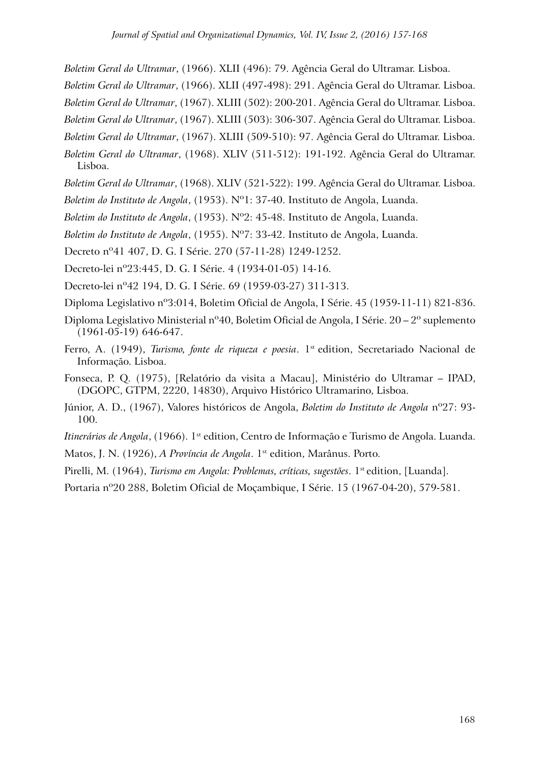*Boletim Geral do Ultramar*, (1966). XLII (496): 79. Agência Geral do Ultramar. Lisboa.

*Boletim Geral do Ultramar*, (1966). XLII (497-498): 291. Agência Geral do Ultramar. Lisboa.

*Boletim Geral do Ultramar*, (1967). XLIII (502): 200-201. Agência Geral do Ultramar. Lisboa.

*Boletim Geral do Ultramar*, (1967). XLIII (503): 306-307. Agência Geral do Ultramar. Lisboa.

*Boletim Geral do Ultramar*, (1967). XLIII (509-510): 97. Agência Geral do Ultramar. Lisboa.

*Boletim Geral do Ultramar*, (1968). XLIV (511-512): 191-192. Agência Geral do Ultramar. Lisboa.

*Boletim Geral do Ultramar*, (1968). XLIV (521-522): 199. Agência Geral do Ultramar. Lisboa.

*Boletim do Instituto de Angola*, (1953). Nº1: 37-40. Instituto de Angola, Luanda.

*Boletim do Instituto de Angola*, (1953). Nº2: 45-48. Instituto de Angola, Luanda.

*Boletim do Instituto de Angola*, (1955). Nº7: 33-42. Instituto de Angola, Luanda.

Decreto nº41 407, D. G. I Série. 270 (57-11-28) 1249-1252.

Decreto-lei nº23:445, D. G. I Série. 4 (1934-01-05) 14-16.

Decreto-lei nº42 194, D. G. I Série. 69 (1959-03-27) 311-313.

Diploma Legislativo nº3:014, Boletim Oficial de Angola, I Série. 45 (1959-11-11) 821-836.

Diploma Legislativo Ministerial nº40, Boletim Oficial de Angola, I Série. 20 – 2º suplemento (1961-05-19) 646-647.

Ferro, A. (1949), *Turismo, fonte de riqueza e poesia*. 1st edition, Secretariado Nacional de Informação. Lisboa.

Fonseca, P. Q. (1975), [Relatório da visita a Macau], Ministério do Ultramar – IPAD, (DGOPC, GTPM, 2220, 14830), Arquivo Histórico Ultramarino, Lisboa.

Júnior, A. D., (1967), Valores históricos de Angola, *Boletim do Instituto de Angola* nº27: 93-100.

*Itinerários de Angola*, (1966). 1st edition, Centro de Informação e Turismo de Angola. Luanda.

Matos, J. N. (1926), *A Província de Angola*. 1st edition, Marânus. Porto.

Pirelli, M. (1964), *Turismo em Angola: Problemas, críticas, sugestões*. 1st edition, [Luanda].

Portaria nº20 288, Boletim Oficial de Moçambique, I Série. 15 (1967-04-20), 579-581.